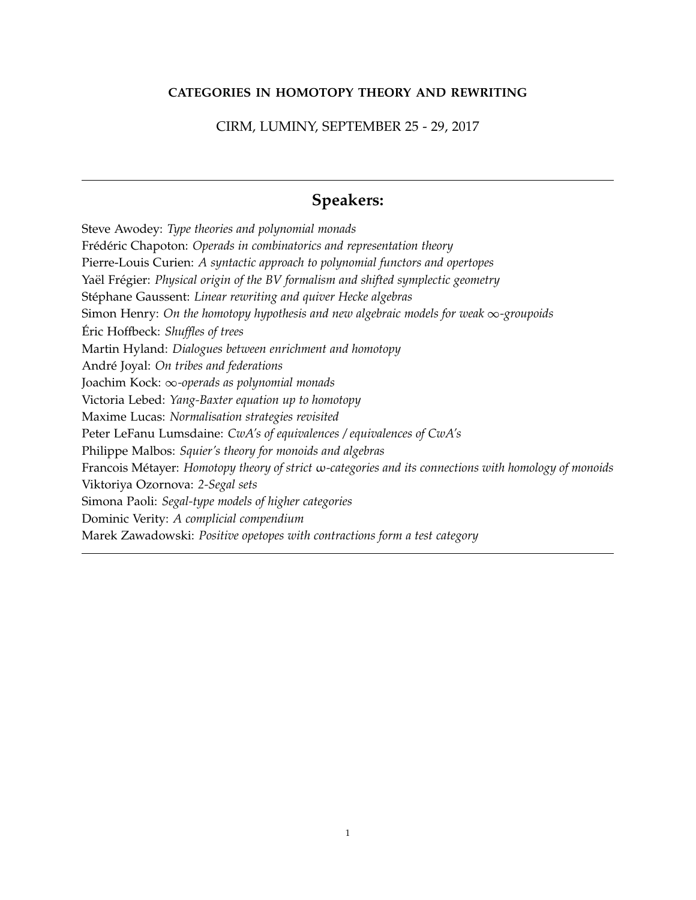**CATEGORIES IN HOMOTOPY THEORY AND REWRITING**

CIRM, LUMINY, SEPTEMBER 25 - 29, 2017

---

## Speakers:

Steve Awodey: *Type theories and polynomial monads*
Frédéric Chapoton: *Operads in combinatorics and representation theory*
Pierre-Louis Curien: *A syntactic approach to polynomial functors and opertopes*
Yaël Frégier: *Physical origin of the BV formalism and shifted symplectic geometry*
Stéphane Gaussent: *Linear rewriting and quiver Hecke algebras*
Simon Henry: *On the homotopy hypothesis and new algebraic models for weak $\infty$-groupoids*
Éric Hoffbeck: *Shuffles of trees*
Martin Hyland: *Dialogues between enrichment and homotopy*
André Joyal: *On tribes and federations*
Joachim Kock: *$\infty$-operads as polynomial monads*
Victoria Lebed: *Yang-Baxter equation up to homotopy*
Maxime Lucas: *Normalisation strategies revisited*
Peter LeFanu Lumsdaine: *CwA's of equivalences / equivalences of CwA's*
Philippe Malbos: *Squier's theory for monoids and algebras*
Francois Métayer: *Homotopy theory of strict $\omega$-categories and its connections with homology of monoids*
Viktoriya Ozornova: *2-Segal sets*
Simona Paoli: *Segal-type models of higher categories*
Dominic Verity: *A complicial compendium*
Marek Zawadowski: *Positive opetopes with contractions form a test category*

---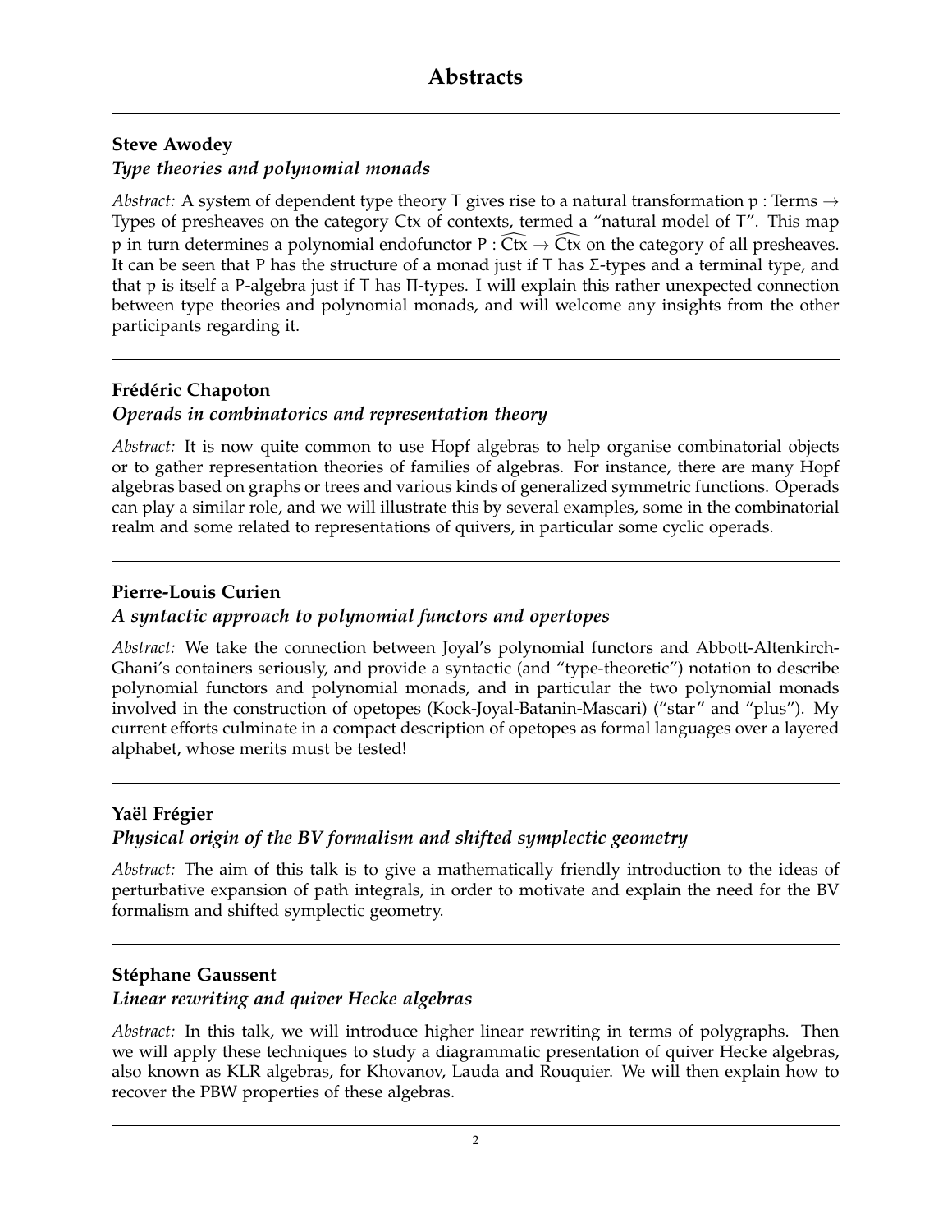# Abstracts

---

**Steve Awodey**

***Type theories and polynomial monads***

*Abstract:* A system of dependent type theory $\mathsf{T}$ gives rise to a natural transformation $\mathsf{p} : \mathsf{Terms} \to \mathsf{Types}$ of presheaves on the category $\mathsf{Ctx}$ of contexts, termed a "natural model of $\mathsf{T}$". This map $\mathsf{p}$ in turn determines a polynomial endofunctor $\mathsf{P} : \widehat{\mathsf{Ctx}} \to \widehat{\mathsf{Ctx}}$ on the category of all presheaves. It can be seen that $\mathsf{P}$ has the structure of a monad just if $\mathsf{T}$ has $\Sigma$-types and a terminal type, and that $\mathsf{p}$ is itself a $\mathsf{P}$-algebra just if $\mathsf{T}$ has $\Pi$-types. I will explain this rather unexpected connection between type theories and polynomial monads, and will welcome any insights from the other participants regarding it.

---

**Frédéric Chapoton**

***Operads in combinatorics and representation theory***

*Abstract:* It is now quite common to use Hopf algebras to help organise combinatorial objects or to gather representation theories of families of algebras. For instance, there are many Hopf algebras based on graphs or trees and various kinds of generalized symmetric functions. Operads can play a similar role, and we will illustrate this by several examples, some in the combinatorial realm and some related to representations of quivers, in particular some cyclic operads.

---

**Pierre-Louis Curien**

***A syntactic approach to polynomial functors and opertopes***

*Abstract:* We take the connection between Joyal's polynomial functors and Abbott-Altenkirch-Ghani's containers seriously, and provide a syntactic (and "type-theoretic") notation to describe polynomial functors and polynomial monads, and in particular the two polynomial monads involved in the construction of opetopes (Kock-Joyal-Batanin-Mascari) ("star" and "plus"). My current efforts culminate in a compact description of opetopes as formal languages over a layered alphabet, whose merits must be tested!

---

**Yaël Frégier**

***Physical origin of the BV formalism and shifted symplectic geometry***

*Abstract:* The aim of this talk is to give a mathematically friendly introduction to the ideas of perturbative expansion of path integrals, in order to motivate and explain the need for the BV formalism and shifted symplectic geometry.

---

**Stéphane Gaussent**

***Linear rewriting and quiver Hecke algebras***

*Abstract:* In this talk, we will introduce higher linear rewriting in terms of polygraphs. Then we will apply these techniques to study a diagrammatic presentation of quiver Hecke algebras, also known as KLR algebras, for Khovanov, Lauda and Rouquier. We will then explain how to recover the PBW properties of these algebras.

---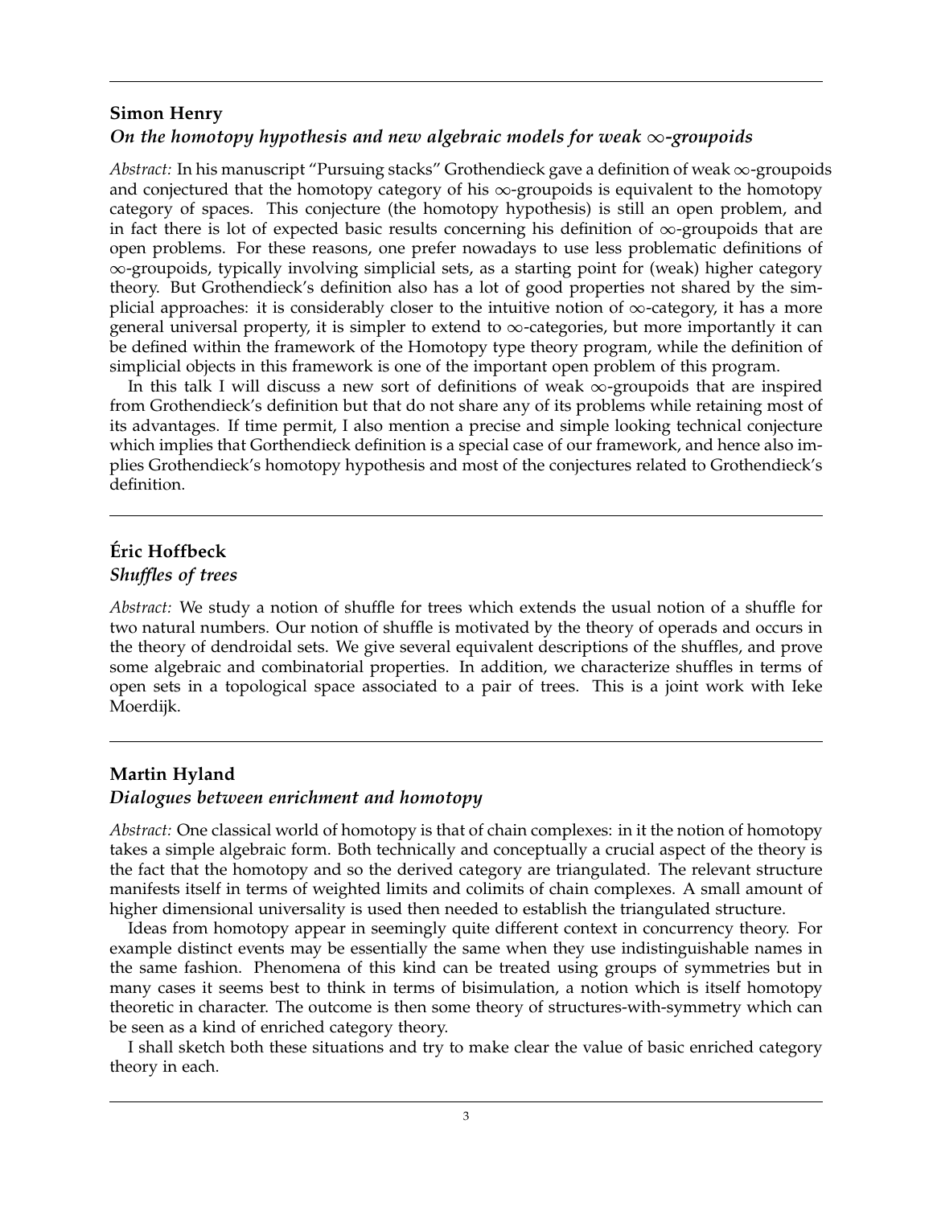**Simon Henry**

***On the homotopy hypothesis and new algebraic models for weak $\infty$-groupoids***

*Abstract:* In his manuscript "Pursuing stacks" Grothendieck gave a definition of weak $\infty$-groupoids and conjectured that the homotopy category of his $\infty$-groupoids is equivalent to the homotopy category of spaces. This conjecture (the homotopy hypothesis) is still an open problem, and in fact there is lot of expected basic results concerning his definition of $\infty$-groupoids that are open problems. For these reasons, one prefer nowadays to use less problematic definitions of $\infty$-groupoids, typically involving simplicial sets, as a starting point for (weak) higher category theory. But Grothendieck's definition also has a lot of good properties not shared by the simplicial approaches: it is considerably closer to the intuitive notion of $\infty$-category, it has a more general universal property, it is simpler to extend to $\infty$-categories, but more importantly it can be defined within the framework of the Homotopy type theory program, while the definition of simplicial objects in this framework is one of the important open problem of this program.

In this talk I will discuss a new sort of definitions of weak $\infty$-groupoids that are inspired from Grothendieck's definition but that do not share any of its problems while retaining most of its advantages. If time permit, I also mention a precise and simple looking technical conjecture which implies that Gorthendieck definition is a special case of our framework, and hence also implies Grothendieck's homotopy hypothesis and most of the conjectures related to Grothendieck's definition.

---

**Éric Hoffbeck**

***Shuffles of trees***

*Abstract:* We study a notion of shuffle for trees which extends the usual notion of a shuffle for two natural numbers. Our notion of shuffle is motivated by the theory of operads and occurs in the theory of dendroidal sets. We give several equivalent descriptions of the shuffles, and prove some algebraic and combinatorial properties. In addition, we characterize shuffles in terms of open sets in a topological space associated to a pair of trees. This is a joint work with Ieke Moerdijk.

---

**Martin Hyland**

***Dialogues between enrichment and homotopy***

*Abstract:* One classical world of homotopy is that of chain complexes: in it the notion of homotopy takes a simple algebraic form. Both technically and conceptually a crucial aspect of the theory is the fact that the homotopy and so the derived category are triangulated. The relevant structure manifests itself in terms of weighted limits and colimits of chain complexes. A small amount of higher dimensional universality is used then needed to establish the triangulated structure.

Ideas from homotopy appear in seemingly quite different context in concurrency theory. For example distinct events may be essentially the same when they use indistinguishable names in the same fashion. Phenomena of this kind can be treated using groups of symmetries but in many cases it seems best to think in terms of bisimulation, a notion which is itself homotopy theoretic in character. The outcome is then some theory of structures-with-symmetry which can be seen as a kind of enriched category theory.

I shall sketch both these situations and try to make clear the value of basic enriched category theory in each.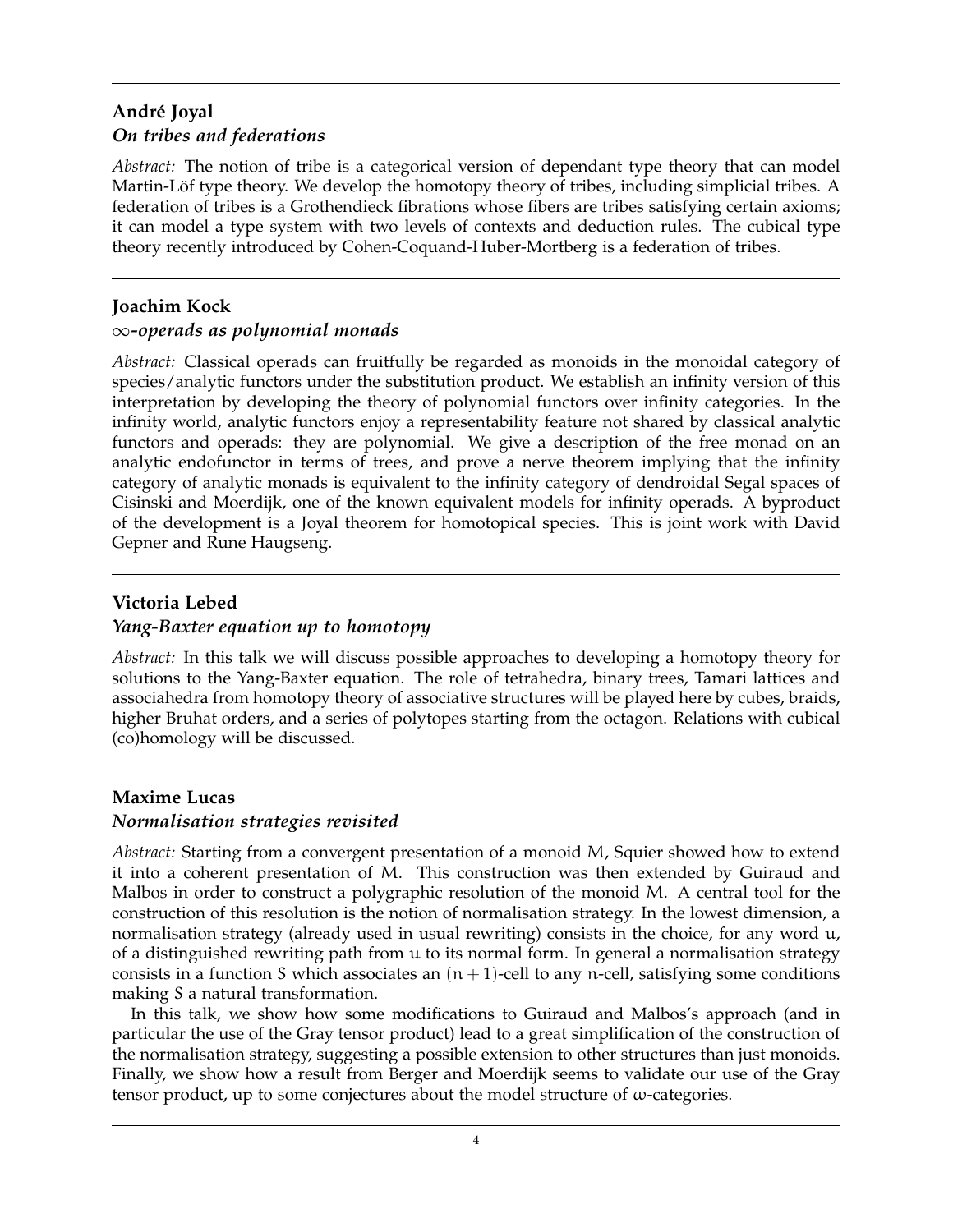---

**André Joyal**
***On tribes and federations***

*Abstract:* The notion of tribe is a categorical version of dependant type theory that can model Martin-Löf type theory. We develop the homotopy theory of tribes, including simplicial tribes. A federation of tribes is a Grothendieck fibrations whose fibers are tribes satisfying certain axioms; it can model a type system with two levels of contexts and deduction rules. The cubical type theory recently introduced by Cohen-Coquand-Huber-Mortberg is a federation of tribes.

---

**Joachim Kock**
***$\infty$-operads as polynomial monads***

*Abstract:* Classical operads can fruitfully be regarded as monoids in the monoidal category of species/analytic functors under the substitution product. We establish an infinity version of this interpretation by developing the theory of polynomial functors over infinity categories. In the infinity world, analytic functors enjoy a representability feature not shared by classical analytic functors and operads: they are polynomial. We give a description of the free monad on an analytic endofunctor in terms of trees, and prove a nerve theorem implying that the infinity category of analytic monads is equivalent to the infinity category of dendroidal Segal spaces of Cisinski and Moerdijk, one of the known equivalent models for infinity operads. A byproduct of the development is a Joyal theorem for homotopical species. This is joint work with David Gepner and Rune Haugseng.

---

**Victoria Lebed**
***Yang-Baxter equation up to homotopy***

*Abstract:* In this talk we will discuss possible approaches to developing a homotopy theory for solutions to the Yang-Baxter equation. The role of tetrahedra, binary trees, Tamari lattices and associahedra from homotopy theory of associative structures will be played here by cubes, braids, higher Bruhat orders, and a series of polytopes starting from the octagon. Relations with cubical (co)homology will be discussed.

---

**Maxime Lucas**
***Normalisation strategies revisited***

*Abstract:* Starting from a convergent presentation of a monoid $M$, Squier showed how to extend it into a coherent presentation of $M$. This construction was then extended by Guiraud and Malbos in order to construct a polygraphic resolution of the monoid $M$. A central tool for the construction of this resolution is the notion of normalisation strategy. In the lowest dimension, a normalisation strategy (already used in usual rewriting) consists in the choice, for any word $u$, of a distinguished rewriting path from $u$ to its normal form. In general a normalisation strategy consists in a function $S$ which associates an $(n+1)$-cell to any $n$-cell, satisfying some conditions making $S$ a natural transformation.

In this talk, we show how some modifications to Guiraud and Malbos's approach (and in particular the use of the Gray tensor product) lead to a great simplification of the construction of the normalisation strategy, suggesting a possible extension to other structures than just monoids. Finally, we show how a result from Berger and Moerdijk seems to validate our use of the Gray tensor product, up to some conjectures about the model structure of $\omega$-categories.

---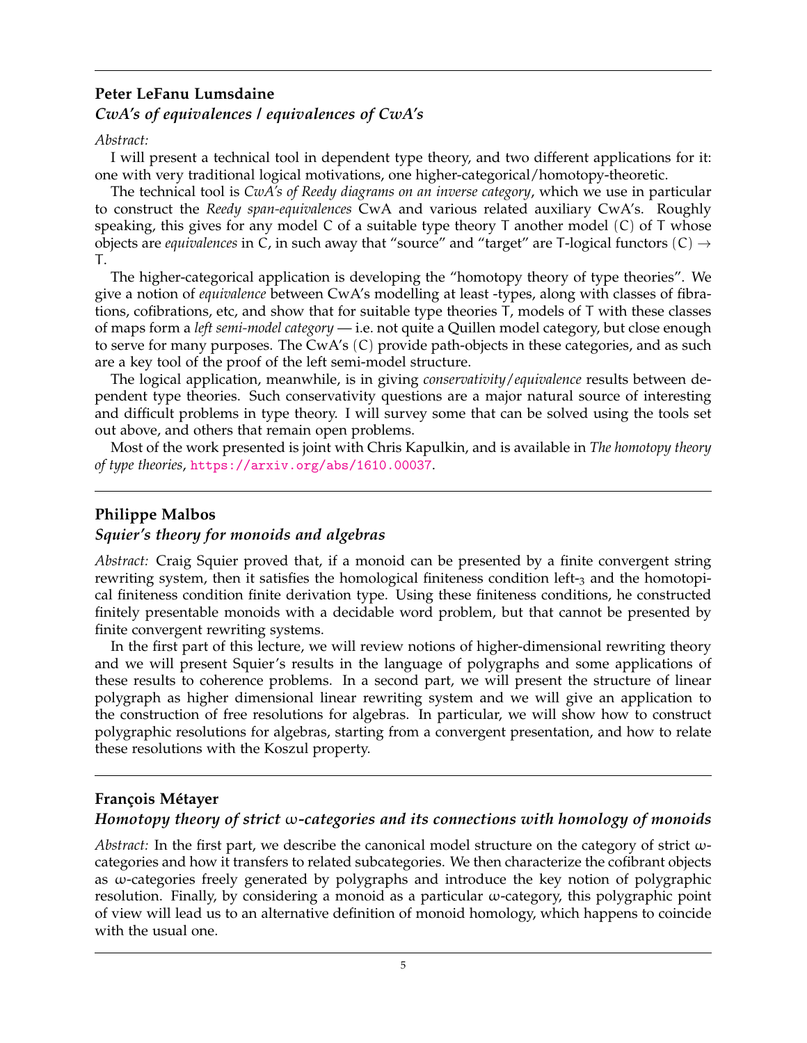### Peter LeFanu Lumsdaine

***CwA's of equivalences / equivalences of CwA's***

*Abstract:*

I will present a technical tool in dependent type theory, and two different applications for it: one with very traditional logical motivations, one higher-categorical/homotopy-theoretic.

The technical tool is *CwA's of Reedy diagrams on an inverse category*, which we use in particular to construct the *Reedy span-equivalences* CwA and various related auxiliary CwA's. Roughly speaking, this gives for any model C of a suitable type theory T another model (C) of T whose objects are *equivalences* in C, in such away that "source" and "target" are T-logical functors $(C) \to$ T.

The higher-categorical application is developing the "homotopy theory of type theories". We give a notion of *equivalence* between CwA's modelling at least -types, along with classes of fibrations, cofibrations, etc, and show that for suitable type theories T, models of T with these classes of maps form a *left semi-model category* — i.e. not quite a Quillen model category, but close enough to serve for many purposes. The CwA's (C) provide path-objects in these categories, and as such are a key tool of the proof of the left semi-model structure.

The logical application, meanwhile, is in giving *conservativity/equivalence* results between dependent type theories. Such conservativity questions are a major natural source of interesting and difficult problems in type theory. I will survey some that can be solved using the tools set out above, and others that remain open problems.

Most of the work presented is joint with Chris Kapulkin, and is available in *The homotopy theory of type theories*, https://arxiv.org/abs/1610.00037.

---

### Philippe Malbos

***Squier's theory for monoids and algebras***

*Abstract:* Craig Squier proved that, if a monoid can be presented by a finite convergent string rewriting system, then it satisfies the homological finiteness condition left-$_3$ and the homotopical finiteness condition finite derivation type. Using these finiteness conditions, he constructed finitely presentable monoids with a decidable word problem, but that cannot be presented by finite convergent rewriting systems.

In the first part of this lecture, we will review notions of higher-dimensional rewriting theory and we will present Squier's results in the language of polygraphs and some applications of these results to coherence problems. In a second part, we will present the structure of linear polygraph as higher dimensional linear rewriting system and we will give an application to the construction of free resolutions for algebras. In particular, we will show how to construct polygraphic resolutions for algebras, starting from a convergent presentation, and how to relate these resolutions with the Koszul property.

---

### François Métayer

***Homotopy theory of strict ω-categories and its connections with homology of monoids***

*Abstract:* In the first part, we describe the canonical model structure on the category of strict ω-categories and how it transfers to related subcategories. We then characterize the cofibrant objects as ω-categories freely generated by polygraphs and introduce the key notion of polygraphic resolution. Finally, by considering a monoid as a particular ω-category, this polygraphic point of view will lead us to an alternative definition of monoid homology, which happens to coincide with the usual one.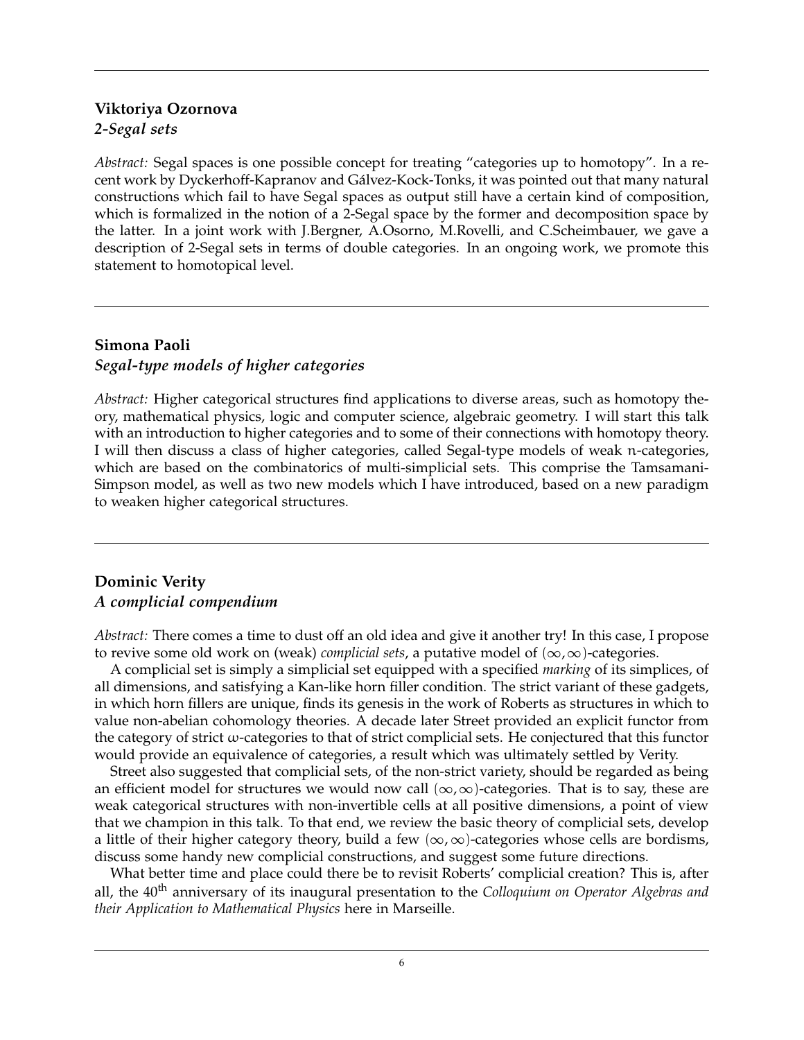### Viktoriya Ozornova
***2-Segal sets***

*Abstract:* Segal spaces is one possible concept for treating "categories up to homotopy". In a recent work by Dyckerhoff-Kapranov and Gálvez-Kock-Tonks, it was pointed out that many natural constructions which fail to have Segal spaces as output still have a certain kind of composition, which is formalized in the notion of a 2-Segal space by the former and decomposition space by the latter. In a joint work with J.Bergner, A.Osorno, M.Rovelli, and C.Scheimbauer, we gave a description of 2-Segal sets in terms of double categories. In an ongoing work, we promote this statement to homotopical level.

---

### Simona Paoli
***Segal-type models of higher categories***

*Abstract:* Higher categorical structures find applications to diverse areas, such as homotopy theory, mathematical physics, logic and computer science, algebraic geometry. I will start this talk with an introduction to higher categories and to some of their connections with homotopy theory. I will then discuss a class of higher categories, called Segal-type models of weak $n$-categories, which are based on the combinatorics of multi-simplicial sets. This comprise the Tamsamani-Simpson model, as well as two new models which I have introduced, based on a new paradigm to weaken higher categorical structures.

---

### Dominic Verity
***A complicial compendium***

*Abstract:* There comes a time to dust off an old idea and give it another try! In this case, I propose to revive some old work on (weak) *complicial sets*, a putative model of $(\infty,\infty)$-categories.

A complicial set is simply a simplicial set equipped with a specified *marking* of its simplices, of all dimensions, and satisfying a Kan-like horn filler condition. The strict variant of these gadgets, in which horn fillers are unique, finds its genesis in the work of Roberts as structures in which to value non-abelian cohomology theories. A decade later Street provided an explicit functor from the category of strict $\omega$-categories to that of strict complicial sets. He conjectured that this functor would provide an equivalence of categories, a result which was ultimately settled by Verity.

Street also suggested that complicial sets, of the non-strict variety, should be regarded as being an efficient model for structures we would now call $(\infty,\infty)$-categories. That is to say, these are weak categorical structures with non-invertible cells at all positive dimensions, a point of view that we champion in this talk. To that end, we review the basic theory of complicial sets, develop a little of their higher category theory, build a few $(\infty,\infty)$-categories whose cells are bordisms, discuss some handy new complicial constructions, and suggest some future directions.

What better time and place could there be to revisit Roberts' complicial creation? This is, after all, the $40^{\text{th}}$ anniversary of its inaugural presentation to the *Colloquium on Operator Algebras and their Application to Mathematical Physics* here in Marseille.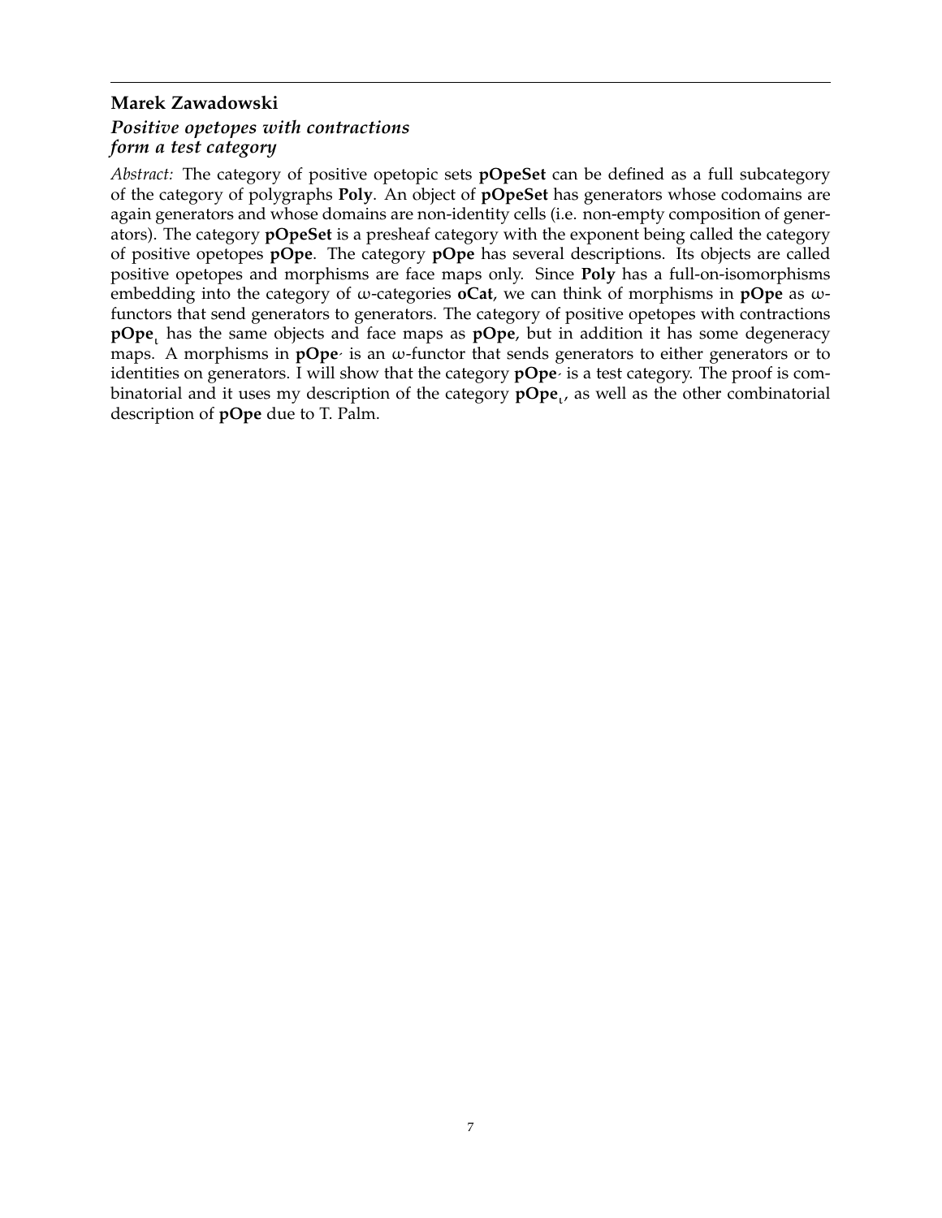## Marek Zawadowski

### *Positive opetopes with contractions form a test category*

*Abstract:* The category of positive opetopic sets **pOpeSet** can be defined as a full subcategory of the category of polygraphs **Poly**. An object of **pOpeSet** has generators whose codomains are again generators and whose domains are non-identity cells (i.e. non-empty composition of generators). The category **pOpeSet** is a presheaf category with the exponent being called the category of positive opetopes **pOpe**. The category **pOpe** has several descriptions. Its objects are called positive opetopes and morphisms are face maps only. Since **Poly** has a full-on-isomorphisms embedding into the category of $\omega$-categories **oCat**, we can think of morphisms in **pOpe** as $\omega$-functors that send generators to generators. The category of positive opetopes with contractions $\mathbf{pOpe}_\iota$ has the same objects and face maps as **pOpe**, but in addition it has some degeneracy maps. A morphisms in $\mathbf{pOpe}_\iota$ is an $\omega$-functor that sends generators to either generators or to identities on generators. I will show that the category $\mathbf{pOpe}_\iota$ is a test category. The proof is combinatorial and it uses my description of the category $\mathbf{pOpe}_\iota$, as well as the other combinatorial description of **pOpe** due to T. Palm.